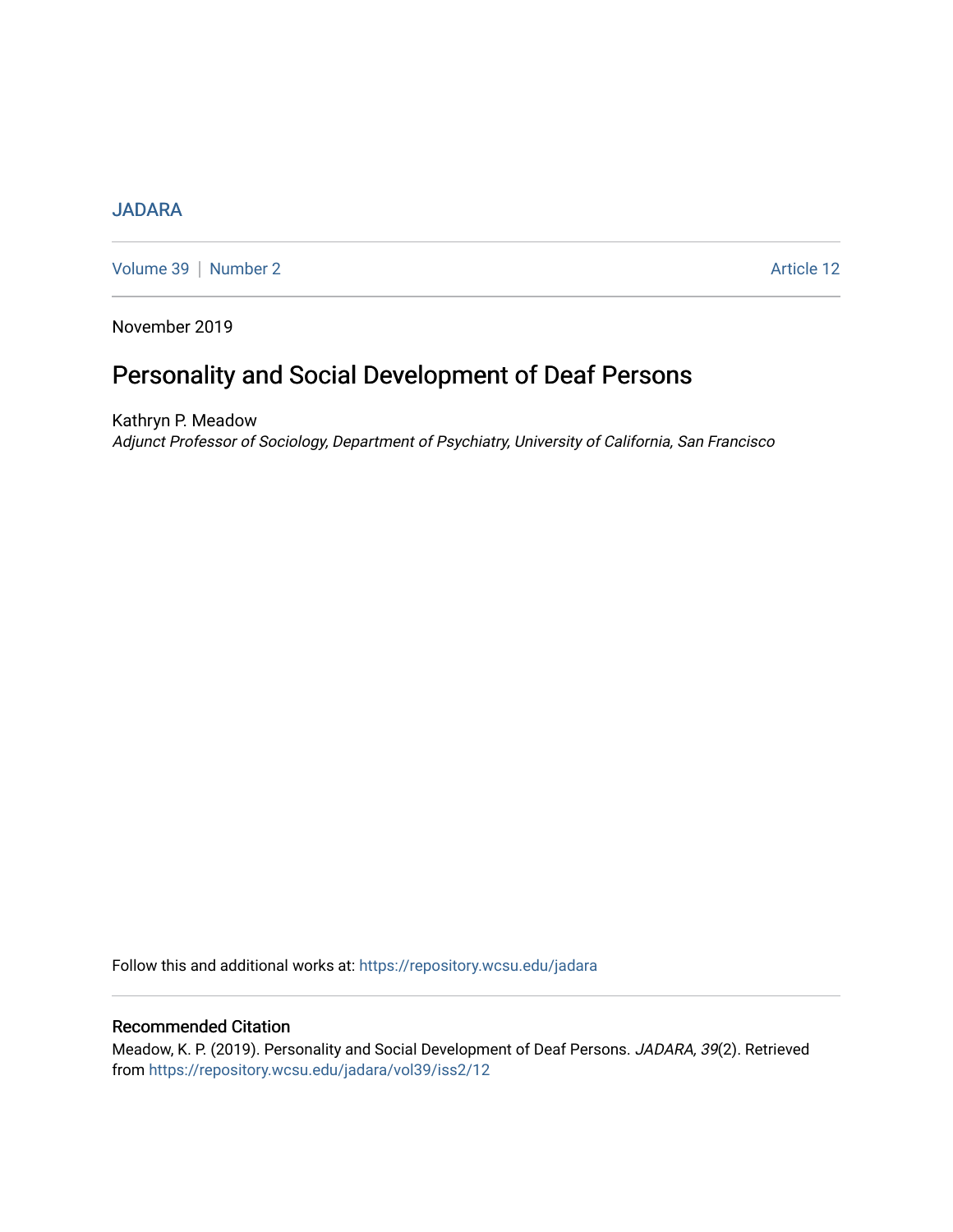JADARA

Volume 39 | Number 2 Article 12

November 2019

# Personality and Social Development of Deaf Persons

Kathryn P. Meadow

*Adjunct Professor of Sociology, Department of Psychiatry, University of California, San Francisco*

Follow this and additional works at: https://repository.wcsu.edu/jadara

## Recommended Citation

Meadow, K. P. (2019). Personality and Social Development of Deaf Persons. *JADARA, 39*(2). Retrieved from https://repository.wcsu.edu/jadara/vol39/iss2/12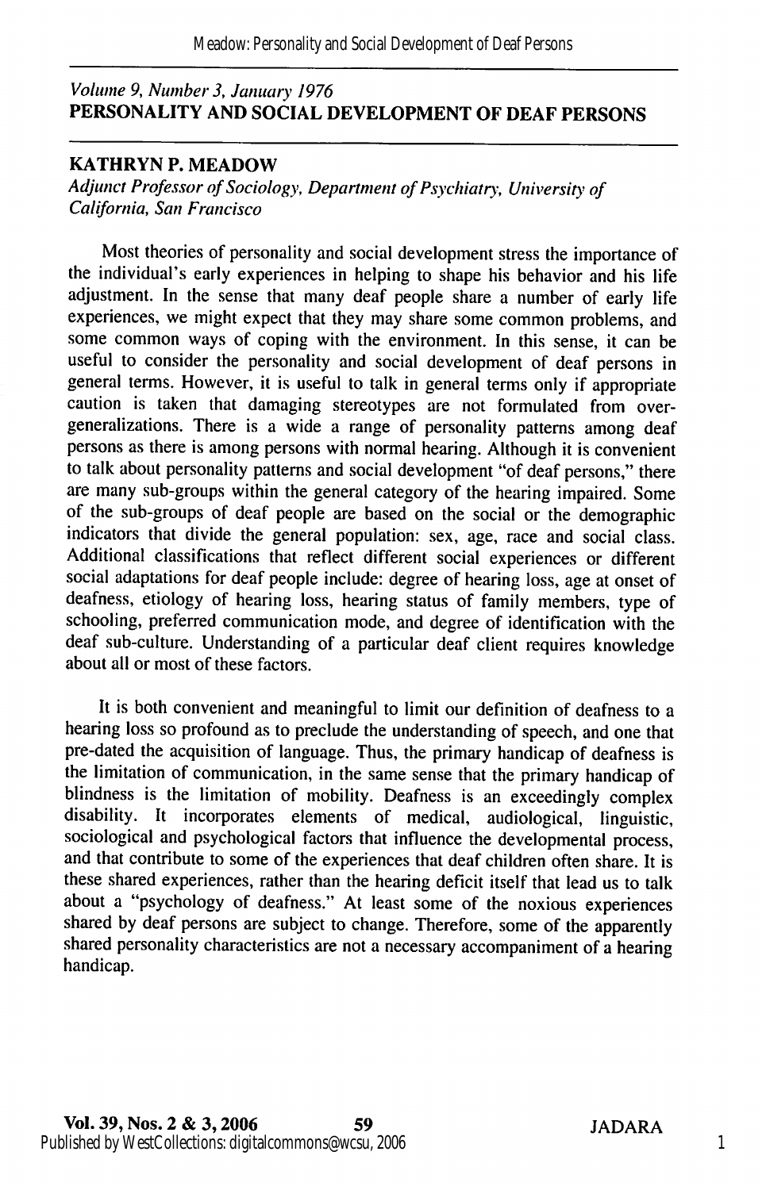*Volume 9, Number 3, January 1976*
**PERSONALITY AND SOCIAL DEVELOPMENT OF DEAF PERSONS**

**KATHRYN P. MEADOW**
*Adjunct Professor of Sociology, Department of Psychiatry, University of California, San Francisco*

Most theories of personality and social development stress the importance of the individual's early experiences in helping to shape his behavior and his life adjustment. In the sense that many deaf people share a number of early life experiences, we might expect that they may share some common problems, and some common ways of coping with the environment. In this sense, it can be useful to consider the personality and social development of deaf persons in general terms. However, it is useful to talk in general terms only if appropriate caution is taken that damaging stereotypes are not formulated from over-generalizations. There is a wide a range of personality patterns among deaf persons as there is among persons with normal hearing. Although it is convenient to talk about personality patterns and social development "of deaf persons," there are many sub-groups within the general category of the hearing impaired. Some of the sub-groups of deaf people are based on the social or the demographic indicators that divide the general population: sex, age, race and social class. Additional classifications that reflect different social experiences or different social adaptations for deaf people include: degree of hearing loss, age at onset of deafness, etiology of hearing loss, hearing status of family members, type of schooling, preferred communication mode, and degree of identification with the deaf sub-culture. Understanding of a particular deaf client requires knowledge about all or most of these factors.

It is both convenient and meaningful to limit our definition of deafness to a hearing loss so profound as to preclude the understanding of speech, and one that pre-dated the acquisition of language. Thus, the primary handicap of deafness is the limitation of communication, in the same sense that the primary handicap of blindness is the limitation of mobility. Deafness is an exceedingly complex disability. It incorporates elements of medical, audiological, linguistic, sociological and psychological factors that influence the developmental process, and that contribute to some of the experiences that deaf children often share. It is these shared experiences, rather than the hearing deficit itself that lead us to talk about a "psychology of deafness." At least some of the noxious experiences shared by deaf persons are subject to change. Therefore, some of the apparently shared personality characteristics are not a necessary accompaniment of a hearing handicap.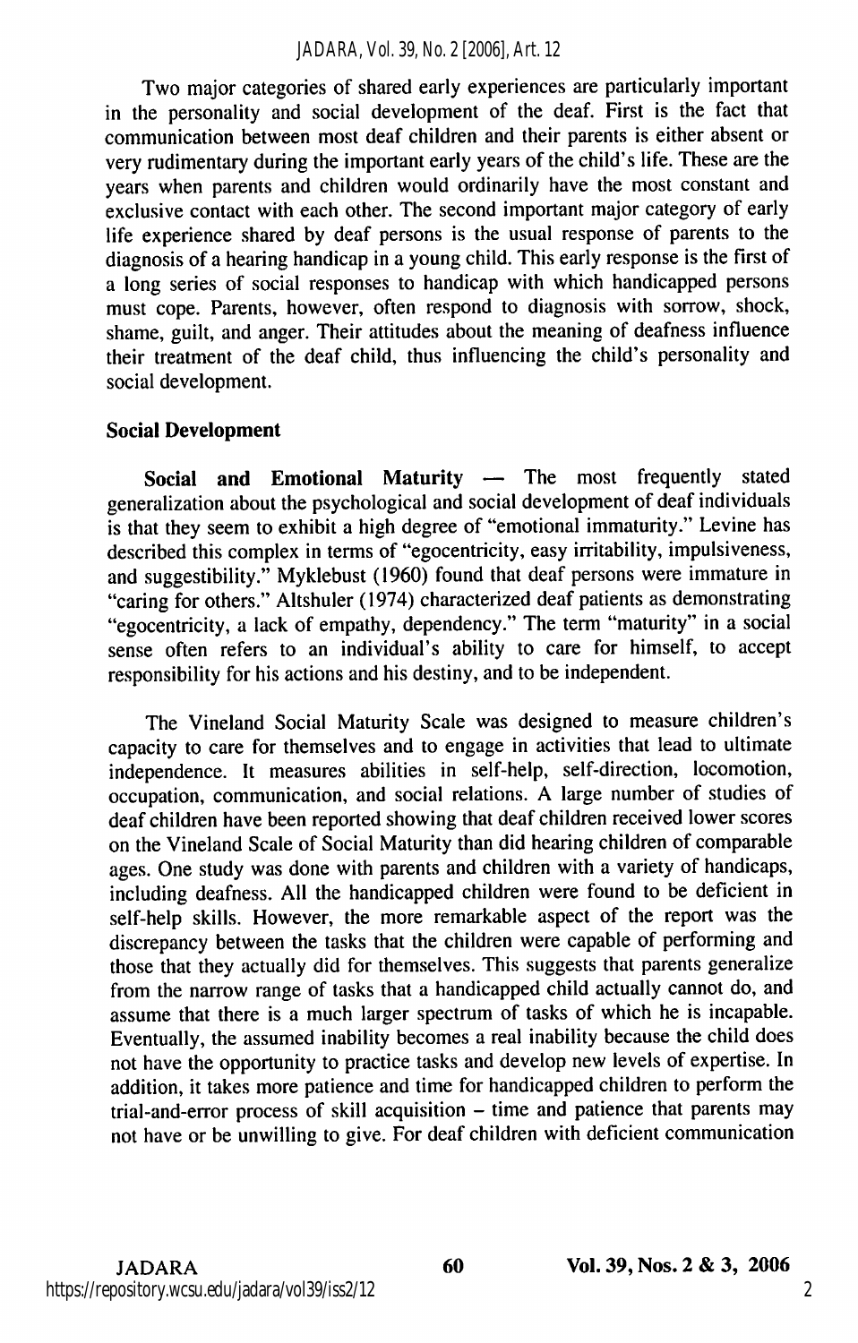Two major categories of shared early experiences are particularly important in the personality and social development of the deaf. First is the fact that communication between most deaf children and their parents is either absent or very rudimentary during the important early years of the child's life. These are the years when parents and children would ordinarily have the most constant and exclusive contact with each other. The second important major category of early life experience shared by deaf persons is the usual response of parents to the diagnosis of a hearing handicap in a young child. This early response is the first of a long series of social responses to handicap with which handicapped persons must cope. Parents, however, often respond to diagnosis with sorrow, shock, shame, guilt, and anger. Their attitudes about the meaning of deafness influence their treatment of the deaf child, thus influencing the child's personality and social development.

## Social Development

**Social and Emotional Maturity** — The most frequently stated generalization about the psychological and social development of deaf individuals is that they seem to exhibit a high degree of "emotional immaturity." Levine has described this complex in terms of "egocentricity, easy irritability, impulsiveness, and suggestibility." Myklebust (1960) found that deaf persons were immature in "caring for others." Altshuler (1974) characterized deaf patients as demonstrating "egocentricity, a lack of empathy, dependency." The term "maturity" in a social sense often refers to an individual's ability to care for himself, to accept responsibility for his actions and his destiny, and to be independent.

The Vineland Social Maturity Scale was designed to measure children's capacity to care for themselves and to engage in activities that lead to ultimate independence. It measures abilities in self-help, self-direction, locomotion, occupation, communication, and social relations. A large number of studies of deaf children have been reported showing that deaf children received lower scores on the Vineland Scale of Social Maturity than did hearing children of comparable ages. One study was done with parents and children with a variety of handicaps, including deafness. All the handicapped children were found to be deficient in self-help skills. However, the more remarkable aspect of the report was the discrepancy between the tasks that the children were capable of performing and those that they actually did for themselves. This suggests that parents generalize from the narrow range of tasks that a handicapped child actually cannot do, and assume that there is a much larger spectrum of tasks of which he is incapable. Eventually, the assumed inability becomes a real inability because the child does not have the opportunity to practice tasks and develop new levels of expertise. In addition, it takes more patience and time for handicapped children to perform the trial-and-error process of skill acquisition – time and patience that parents may not have or be unwilling to give. For deaf children with deficient communication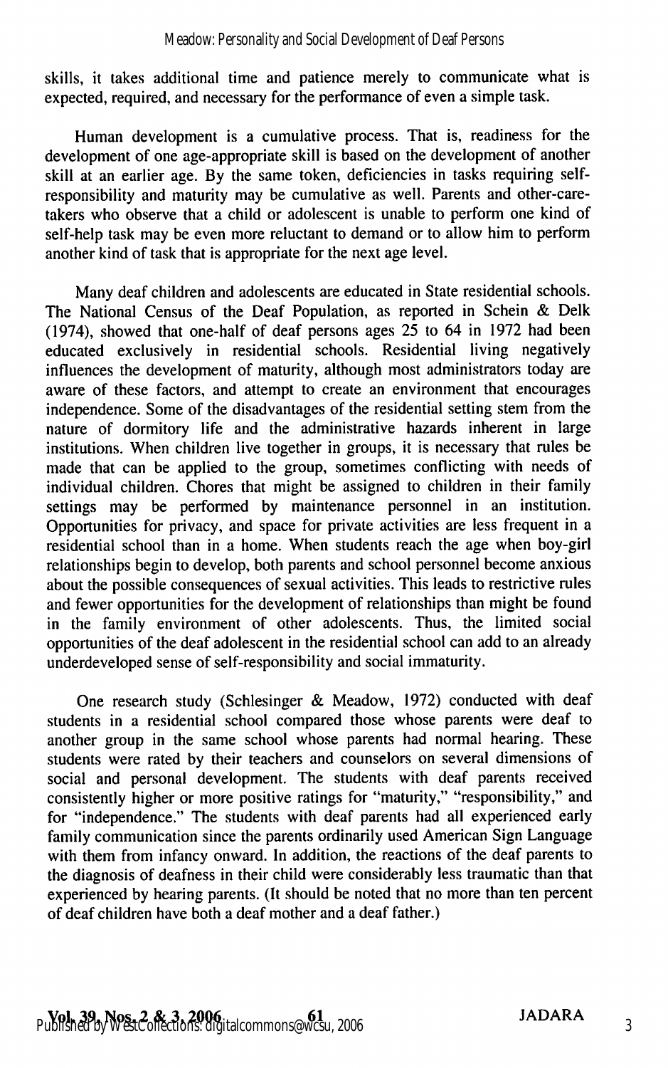skills, it takes additional time and patience merely to communicate what is expected, required, and necessary for the performance of even a simple task.

Human development is a cumulative process. That is, readiness for the development of one age-appropriate skill is based on the development of another skill at an earlier age. By the same token, deficiencies in tasks requiring self-responsibility and maturity may be cumulative as well. Parents and other-care-takers who observe that a child or adolescent is unable to perform one kind of self-help task may be even more reluctant to demand or to allow him to perform another kind of task that is appropriate for the next age level.

Many deaf children and adolescents are educated in State residential schools. The National Census of the Deaf Population, as reported in Schein & Delk (1974), showed that one-half of deaf persons ages 25 to 64 in 1972 had been educated exclusively in residential schools. Residential living negatively influences the development of maturity, although most administrators today are aware of these factors, and attempt to create an environment that encourages independence. Some of the disadvantages of the residential setting stem from the nature of dormitory life and the administrative hazards inherent in large institutions. When children live together in groups, it is necessary that rules be made that can be applied to the group, sometimes conflicting with needs of individual children. Chores that might be assigned to children in their family settings may be performed by maintenance personnel in an institution. Opportunities for privacy, and space for private activities are less frequent in a residential school than in a home. When students reach the age when boy-girl relationships begin to develop, both parents and school personnel become anxious about the possible consequences of sexual activities. This leads to restrictive rules and fewer opportunities for the development of relationships than might be found in the family environment of other adolescents. Thus, the limited social opportunities of the deaf adolescent in the residential school can add to an already underdeveloped sense of self-responsibility and social immaturity.

One research study (Schlesinger & Meadow, 1972) conducted with deaf students in a residential school compared those whose parents were deaf to another group in the same school whose parents had normal hearing. These students were rated by their teachers and counselors on several dimensions of social and personal development. The students with deaf parents received consistently higher or more positive ratings for "maturity," "responsibility," and for "independence." The students with deaf parents had all experienced early family communication since the parents ordinarily used American Sign Language with them from infancy onward. In addition, the reactions of the deaf parents to the diagnosis of deafness in their child were considerably less traumatic than that experienced by hearing parents. (It should be noted that no more than ten percent of deaf children have both a deaf mother and a deaf father.)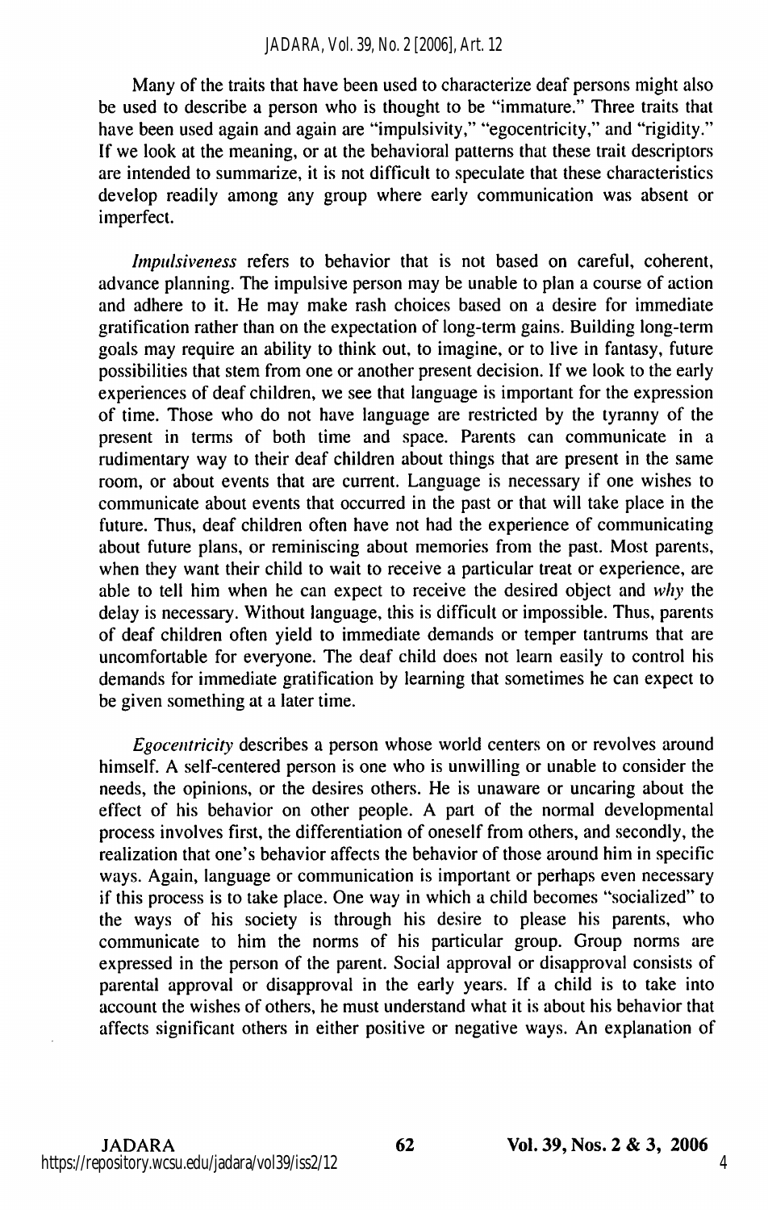Many of the traits that have been used to characterize deaf persons might also be used to describe a person who is thought to be "immature." Three traits that have been used again and again are "impulsivity," "egocentricity," and "rigidity." If we look at the meaning, or at the behavioral patterns that these trait descriptors are intended to summarize, it is not difficult to speculate that these characteristics develop readily among any group where early communication was absent or imperfect.

*Impulsiveness* refers to behavior that is not based on careful, coherent, advance planning. The impulsive person may be unable to plan a course of action and adhere to it. He may make rash choices based on a desire for immediate gratification rather than on the expectation of long-term gains. Building long-term goals may require an ability to think out, to imagine, or to live in fantasy, future possibilities that stem from one or another present decision. If we look to the early experiences of deaf children, we see that language is important for the expression of time. Those who do not have language are restricted by the tyranny of the present in terms of both time and space. Parents can communicate in a rudimentary way to their deaf children about things that are present in the same room, or about events that are current. Language is necessary if one wishes to communicate about events that occurred in the past or that will take place in the future. Thus, deaf children often have not had the experience of communicating about future plans, or reminiscing about memories from the past. Most parents, when they want their child to wait to receive a particular treat or experience, are able to tell him when he can expect to receive the desired object and *why* the delay is necessary. Without language, this is difficult or impossible. Thus, parents of deaf children often yield to immediate demands or temper tantrums that are uncomfortable for everyone. The deaf child does not learn easily to control his demands for immediate gratification by learning that sometimes he can expect to be given something at a later time.

*Egocentricity* describes a person whose world centers on or revolves around himself. A self-centered person is one who is unwilling or unable to consider the needs, the opinions, or the desires others. He is unaware or uncaring about the effect of his behavior on other people. A part of the normal developmental process involves first, the differentiation of oneself from others, and secondly, the realization that one's behavior affects the behavior of those around him in specific ways. Again, language or communication is important or perhaps even necessary if this process is to take place. One way in which a child becomes "socialized" to the ways of his society is through his desire to please his parents, who communicate to him the norms of his particular group. Group norms are expressed in the person of the parent. Social approval or disapproval consists of parental approval or disapproval in the early years. If a child is to take into account the wishes of others, he must understand what it is about his behavior that affects significant others in either positive or negative ways. An explanation of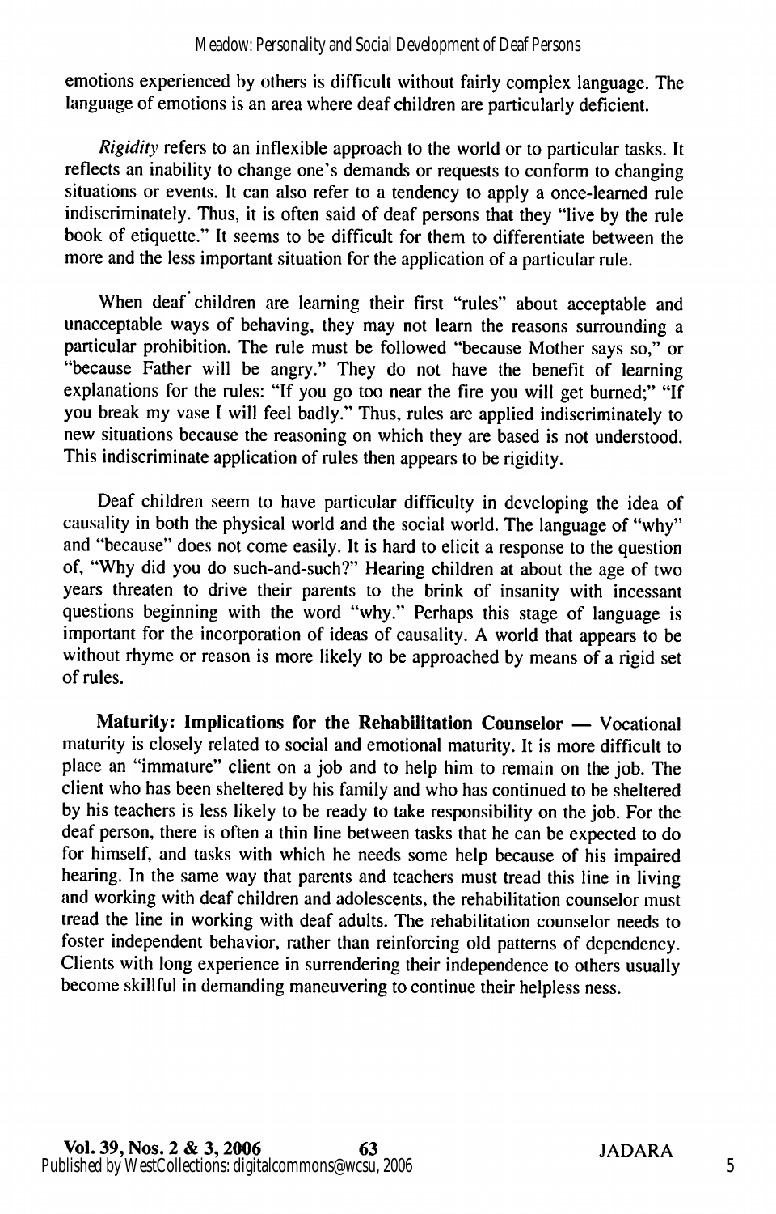emotions experienced by others is difficult without fairly complex language. The language of emotions is an area where deaf children are particularly deficient.

*Rigidity* refers to an inflexible approach to the world or to particular tasks. It reflects an inability to change one's demands or requests to conform to changing situations or events. It can also refer to a tendency to apply a once-learned rule indiscriminately. Thus, it is often said of deaf persons that they "live by the rule book of etiquette." It seems to be difficult for them to differentiate between the more and the less important situation for the application of a particular rule.

When deaf children are learning their first "rules" about acceptable and unacceptable ways of behaving, they may not learn the reasons surrounding a particular prohibition. The rule must be followed "because Mother says so," or "because Father will be angry." They do not have the benefit of learning explanations for the rules: "If you go too near the fire you will get burned;" "If you break my vase I will feel badly." Thus, rules are applied indiscriminately to new situations because the reasoning on which they are based is not understood. This indiscriminate application of rules then appears to be rigidity.

Deaf children seem to have particular difficulty in developing the idea of causality in both the physical world and the social world. The language of "why" and "because" does not come easily. It is hard to elicit a response to the question of, "Why did you do such-and-such?" Hearing children at about the age of two years threaten to drive their parents to the brink of insanity with incessant questions beginning with the word "why." Perhaps this stage of language is important for the incorporation of ideas of causality. A world that appears to be without rhyme or reason is more likely to be approached by means of a rigid set of rules.

**Maturity: Implications for the Rehabilitation Counselor —** Vocational maturity is closely related to social and emotional maturity. It is more difficult to place an "immature" client on a job and to help him to remain on the job. The client who has been sheltered by his family and who has continued to be sheltered by his teachers is less likely to be ready to take responsibility on the job. For the deaf person, there is often a thin line between tasks that he can be expected to do for himself, and tasks with which he needs some help because of his impaired hearing. In the same way that parents and teachers must tread this line in living and working with deaf children and adolescents, the rehabilitation counselor must tread the line in working with deaf adults. The rehabilitation counselor needs to foster independent behavior, rather than reinforcing old patterns of dependency. Clients with long experience in surrendering their independence to others usually become skillful in demanding maneuvering to continue their helpless ness.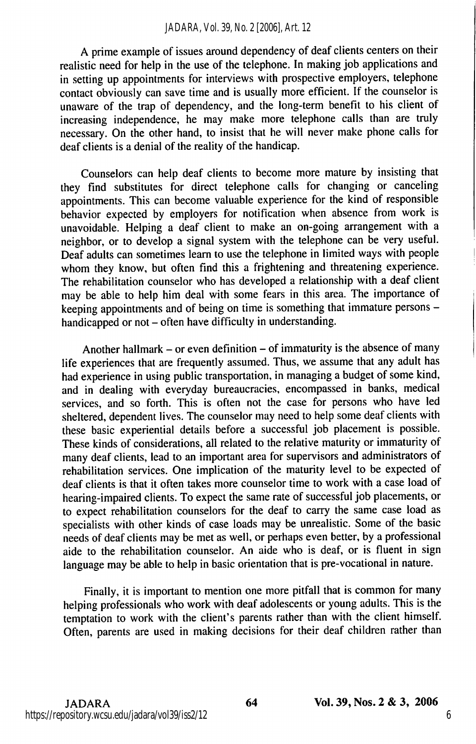A prime example of issues around dependency of deaf clients centers on their realistic need for help in the use of the telephone. In making job applications and in setting up appointments for interviews with prospective employers, telephone contact obviously can save time and is usually more efficient. If the counselor is unaware of the trap of dependency, and the long-term benefit to his client of increasing independence, he may make more telephone calls than are truly necessary. On the other hand, to insist that he will never make phone calls for deaf clients is a denial of the reality of the handicap.

Counselors can help deaf clients to become more mature by insisting that they find substitutes for direct telephone calls for changing or canceling appointments. This can become valuable experience for the kind of responsible behavior expected by employers for notification when absence from work is unavoidable. Helping a deaf client to make an on-going arrangement with a neighbor, or to develop a signal system with the telephone can be very useful. Deaf adults can sometimes learn to use the telephone in limited ways with people whom they know, but often find this a frightening and threatening experience. The rehabilitation counselor who has developed a relationship with a deaf client may be able to help him deal with some fears in this area. The importance of keeping appointments and of being on time is something that immature persons – handicapped or not – often have difficulty in understanding.

Another hallmark – or even definition – of immaturity is the absence of many life experiences that are frequently assumed. Thus, we assume that any adult has had experience in using public transportation, in managing a budget of some kind, and in dealing with everyday bureaucracies, encompassed in banks, medical services, and so forth. This is often not the case for persons who have led sheltered, dependent lives. The counselor may need to help some deaf clients with these basic experiential details before a successful job placement is possible. These kinds of considerations, all related to the relative maturity or immaturity of many deaf clients, lead to an important area for supervisors and administrators of rehabilitation services. One implication of the maturity level to be expected of deaf clients is that it often takes more counselor time to work with a case load of hearing-impaired clients. To expect the same rate of successful job placements, or to expect rehabilitation counselors for the deaf to carry the same case load as specialists with other kinds of case loads may be unrealistic. Some of the basic needs of deaf clients may be met as well, or perhaps even better, by a professional aide to the rehabilitation counselor. An aide who is deaf, or is fluent in sign language may be able to help in basic orientation that is pre-vocational in nature.

Finally, it is important to mention one more pitfall that is common for many helping professionals who work with deaf adolescents or young adults. This is the temptation to work with the client's parents rather than with the client himself. Often, parents are used in making decisions for their deaf children rather than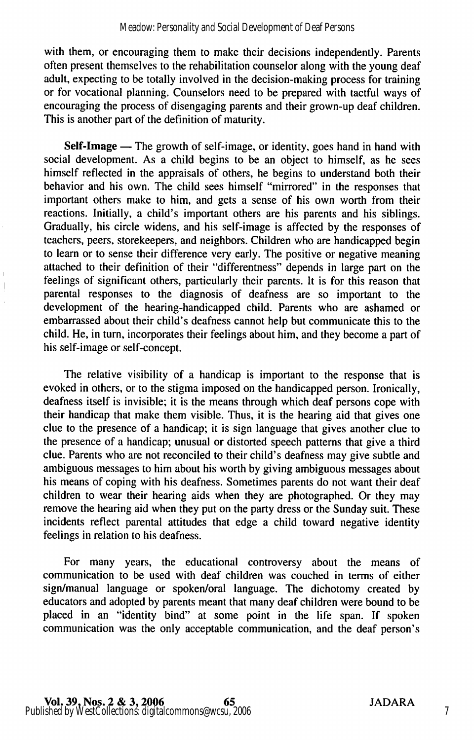with them, or encouraging them to make their decisions independently. Parents often present themselves to the rehabilitation counselor along with the young deaf adult, expecting to be totally involved in the decision-making process for training or for vocational planning. Counselors need to be prepared with tactful ways of encouraging the process of disengaging parents and their grown-up deaf children. This is another part of the definition of maturity.

**Self-Image** — The growth of self-image, or identity, goes hand in hand with social development. As a child begins to be an object to himself, as he sees himself reflected in the appraisals of others, he begins to understand both their behavior and his own. The child sees himself "mirrored" in the responses that important others make to him, and gets a sense of his own worth from their reactions. Initially, a child's important others are his parents and his siblings. Gradually, his circle widens, and his self-image is affected by the responses of teachers, peers, storekeepers, and neighbors. Children who are handicapped begin to learn or to sense their difference very early. The positive or negative meaning attached to their definition of their "differentness" depends in large part on the feelings of significant others, particularly their parents. It is for this reason that parental responses to the diagnosis of deafness are so important to the development of the hearing-handicapped child. Parents who are ashamed or embarrassed about their child's deafness cannot help but communicate this to the child. He, in turn, incorporates their feelings about him, and they become a part of his self-image or self-concept.

The relative visibility of a handicap is important to the response that is evoked in others, or to the stigma imposed on the handicapped person. Ironically, deafness itself is invisible; it is the means through which deaf persons cope with their handicap that make them visible. Thus, it is the hearing aid that gives one clue to the presence of a handicap; it is sign language that gives another clue to the presence of a handicap; unusual or distorted speech patterns that give a third clue. Parents who are not reconciled to their child's deafness may give subtle and ambiguous messages to him about his worth by giving ambiguous messages about his means of coping with his deafness. Sometimes parents do not want their deaf children to wear their hearing aids when they are photographed. Or they may remove the hearing aid when they put on the party dress or the Sunday suit. These incidents reflect parental attitudes that edge a child toward negative identity feelings in relation to his deafness.

For many years, the educational controversy about the means of communication to be used with deaf children was couched in terms of either sign/manual language or spoken/oral language. The dichotomy created by educators and adopted by parents meant that many deaf children were bound to be placed in an "identity bind" at some point in the life span. If spoken communication was the only acceptable communication, and the deaf person's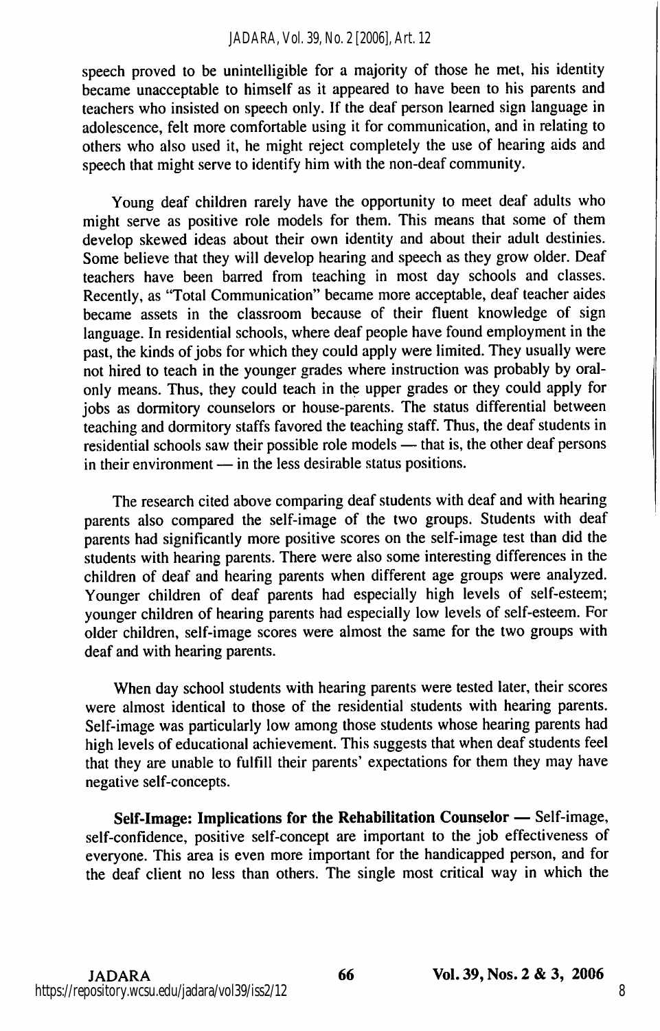speech proved to be unintelligible for a majority of those he met, his identity became unacceptable to himself as it appeared to have been to his parents and teachers who insisted on speech only. If the deaf person learned sign language in adolescence, felt more comfortable using it for communication, and in relating to others who also used it, he might reject completely the use of hearing aids and speech that might serve to identify him with the non-deaf community.

Young deaf children rarely have the opportunity to meet deaf adults who might serve as positive role models for them. This means that some of them develop skewed ideas about their own identity and about their adult destinies. Some believe that they will develop hearing and speech as they grow older. Deaf teachers have been barred from teaching in most day schools and classes. Recently, as "Total Communication" became more acceptable, deaf teacher aides became assets in the classroom because of their fluent knowledge of sign language. In residential schools, where deaf people have found employment in the past, the kinds of jobs for which they could apply were limited. They usually were not hired to teach in the younger grades where instruction was probably by oral-only means. Thus, they could teach in the upper grades or they could apply for jobs as dormitory counselors or house-parents. The status differential between teaching and dormitory staffs favored the teaching staff. Thus, the deaf students in residential schools saw their possible role models — that is, the other deaf persons in their environment — in the less desirable status positions.

The research cited above comparing deaf students with deaf and with hearing parents also compared the self-image of the two groups. Students with deaf parents had significantly more positive scores on the self-image test than did the students with hearing parents. There were also some interesting differences in the children of deaf and hearing parents when different age groups were analyzed. Younger children of deaf parents had especially high levels of self-esteem; younger children of hearing parents had especially low levels of self-esteem. For older children, self-image scores were almost the same for the two groups with deaf and with hearing parents.

When day school students with hearing parents were tested later, their scores were almost identical to those of the residential students with hearing parents. Self-image was particularly low among those students whose hearing parents had high levels of educational achievement. This suggests that when deaf students feel that they are unable to fulfill their parents' expectations for them they may have negative self-concepts.

**Self-Image: Implications for the Rehabilitation Counselor —** Self-image, self-confidence, positive self-concept are important to the job effectiveness of everyone. This area is even more important for the handicapped person, and for the deaf client no less than others. The single most critical way in which the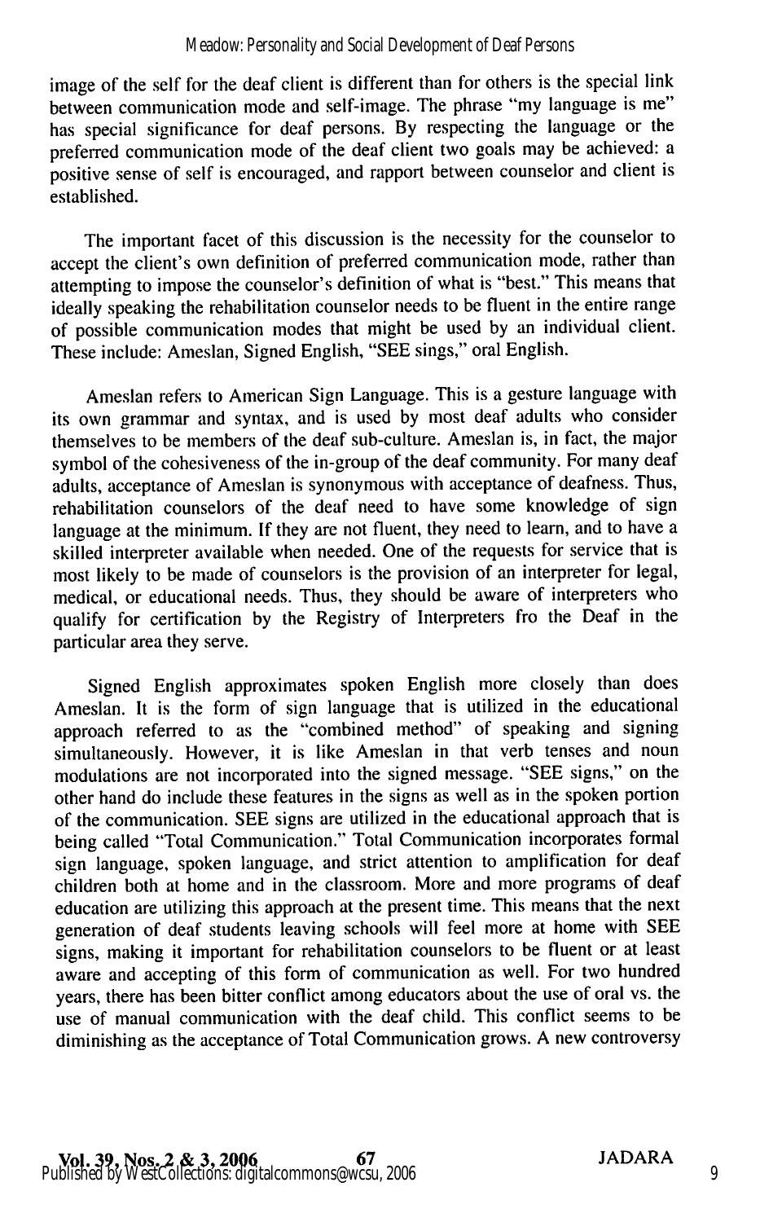image of the self for the deaf client is different than for others is the special link between communication mode and self-image. The phrase "my language is me" has special significance for deaf persons. By respecting the language or the preferred communication mode of the deaf client two goals may be achieved: a positive sense of self is encouraged, and rapport between counselor and client is established.

The important facet of this discussion is the necessity for the counselor to accept the client's own definition of preferred communication mode, rather than attempting to impose the counselor's definition of what is "best." This means that ideally speaking the rehabilitation counselor needs to be fluent in the entire range of possible communication modes that might be used by an individual client. These include: Ameslan, Signed English, "SEE sings," oral English.

Ameslan refers to American Sign Language. This is a gesture language with its own grammar and syntax, and is used by most deaf adults who consider themselves to be members of the deaf sub-culture. Ameslan is, in fact, the major symbol of the cohesiveness of the in-group of the deaf community. For many deaf adults, acceptance of Ameslan is synonymous with acceptance of deafness. Thus, rehabilitation counselors of the deaf need to have some knowledge of sign language at the minimum. If they are not fluent, they need to learn, and to have a skilled interpreter available when needed. One of the requests for service that is most likely to be made of counselors is the provision of an interpreter for legal, medical, or educational needs. Thus, they should be aware of interpreters who qualify for certification by the Registry of Interpreters fro the Deaf in the particular area they serve.

Signed English approximates spoken English more closely than does Ameslan. It is the form of sign language that is utilized in the educational approach referred to as the "combined method" of speaking and signing simultaneously. However, it is like Ameslan in that verb tenses and noun modulations are not incorporated into the signed message. "SEE signs," on the other hand do include these features in the signs as well as in the spoken portion of the communication. SEE signs are utilized in the educational approach that is being called "Total Communication." Total Communication incorporates formal sign language, spoken language, and strict attention to amplification for deaf children both at home and in the classroom. More and more programs of deaf education are utilizing this approach at the present time. This means that the next generation of deaf students leaving schools will feel more at home with SEE signs, making it important for rehabilitation counselors to be fluent or at least aware and accepting of this form of communication as well. For two hundred years, there has been bitter conflict among educators about the use of oral vs. the use of manual communication with the deaf child. This conflict seems to be diminishing as the acceptance of Total Communication grows. A new controversy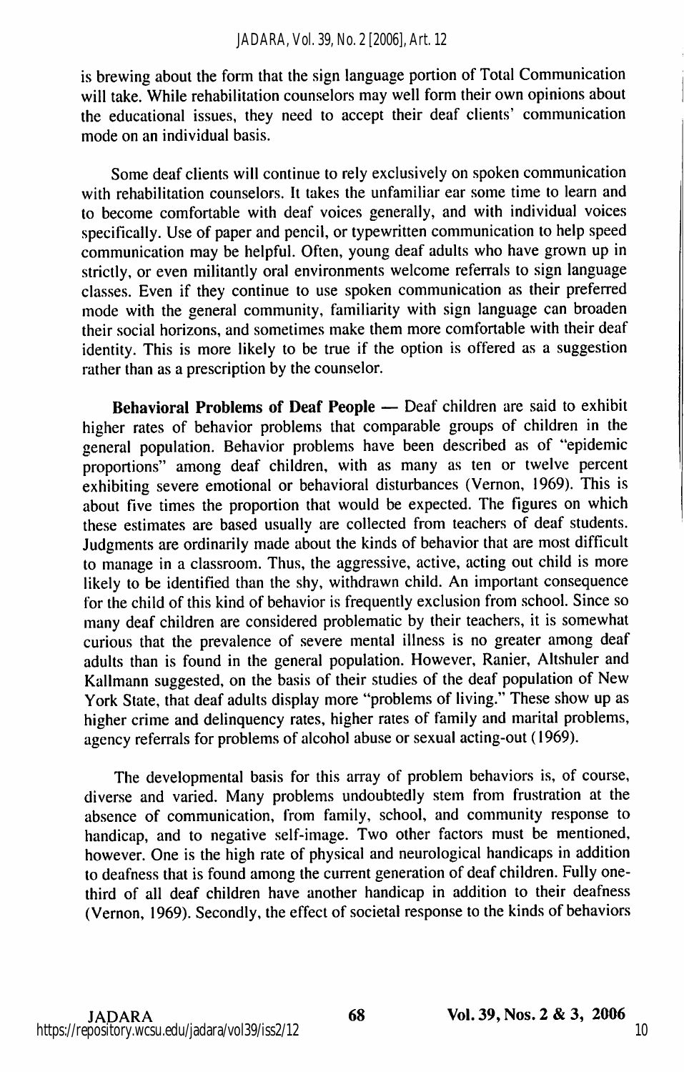is brewing about the form that the sign language portion of Total Communication will take. While rehabilitation counselors may well form their own opinions about the educational issues, they need to accept their deaf clients' communication mode on an individual basis.

Some deaf clients will continue to rely exclusively on spoken communication with rehabilitation counselors. It takes the unfamiliar ear some time to learn and to become comfortable with deaf voices generally, and with individual voices specifically. Use of paper and pencil, or typewritten communication to help speed communication may be helpful. Often, young deaf adults who have grown up in strictly, or even militantly oral environments welcome referrals to sign language classes. Even if they continue to use spoken communication as their preferred mode with the general community, familiarity with sign language can broaden their social horizons, and sometimes make them more comfortable with their deaf identity. This is more likely to be true if the option is offered as a suggestion rather than as a prescription by the counselor.

**Behavioral Problems of Deaf People** — Deaf children are said to exhibit higher rates of behavior problems that comparable groups of children in the general population. Behavior problems have been described as of "epidemic proportions" among deaf children, with as many as ten or twelve percent exhibiting severe emotional or behavioral disturbances (Vernon, 1969). This is about five times the proportion that would be expected. The figures on which these estimates are based usually are collected from teachers of deaf students. Judgments are ordinarily made about the kinds of behavior that are most difficult to manage in a classroom. Thus, the aggressive, active, acting out child is more likely to be identified than the shy, withdrawn child. An important consequence for the child of this kind of behavior is frequently exclusion from school. Since so many deaf children are considered problematic by their teachers, it is somewhat curious that the prevalence of severe mental illness is no greater among deaf adults than is found in the general population. However, Ranier, Altshuler and Kallmann suggested, on the basis of their studies of the deaf population of New York State, that deaf adults display more "problems of living." These show up as higher crime and delinquency rates, higher rates of family and marital problems, agency referrals for problems of alcohol abuse or sexual acting-out (1969).

The developmental basis for this array of problem behaviors is, of course, diverse and varied. Many problems undoubtedly stem from frustration at the absence of communication, from family, school, and community response to handicap, and to negative self-image. Two other factors must be mentioned, however. One is the high rate of physical and neurological handicaps in addition to deafness that is found among the current generation of deaf children. Fully one-third of all deaf children have another handicap in addition to their deafness (Vernon, 1969). Secondly, the effect of societal response to the kinds of behaviors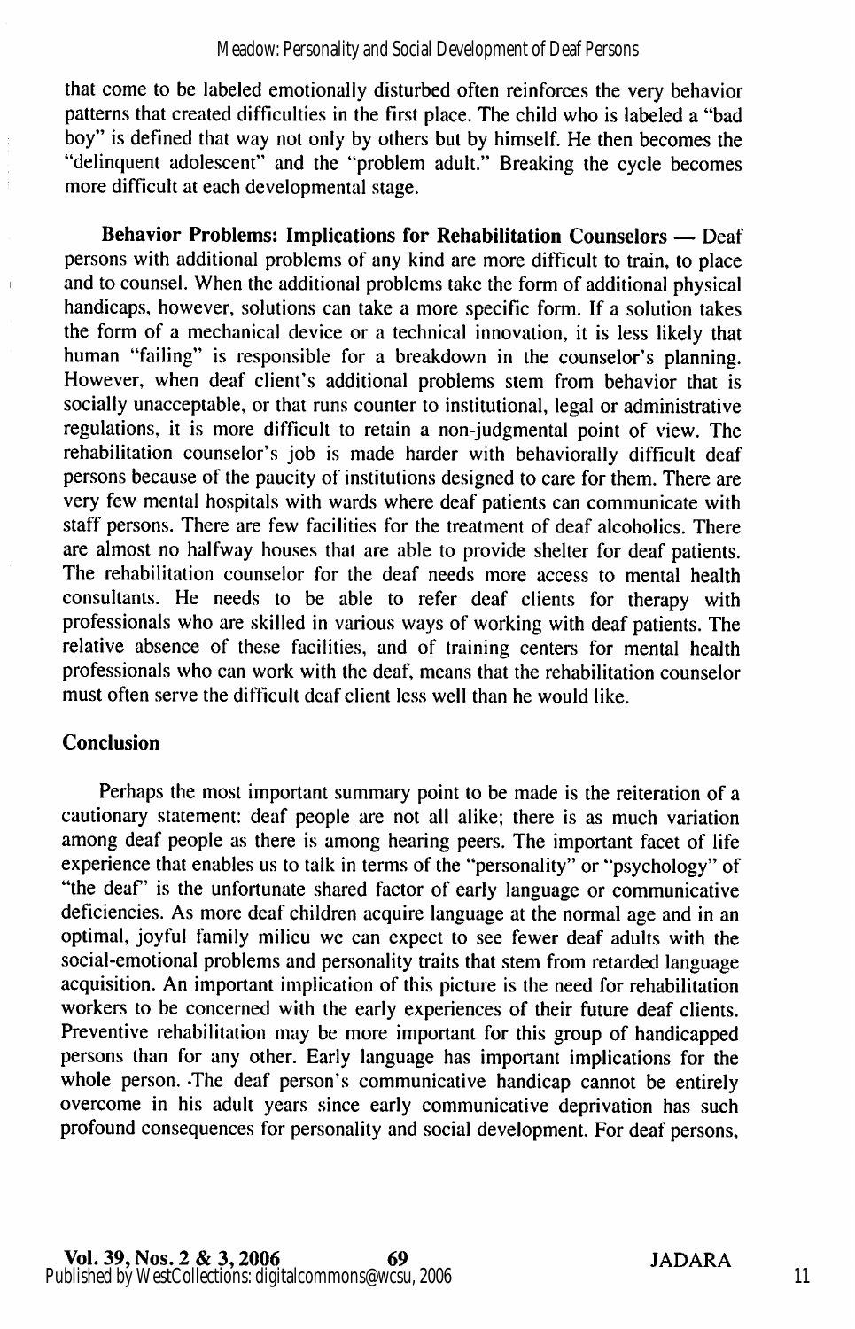that come to be labeled emotionally disturbed often reinforces the very behavior patterns that created difficulties in the first place. The child who is labeled a "bad boy" is defined that way not only by others but by himself. He then becomes the "delinquent adolescent" and the "problem adult." Breaking the cycle becomes more difficult at each developmental stage.

**Behavior Problems: Implications for Rehabilitation Counselors —** Deaf persons with additional problems of any kind are more difficult to train, to place and to counsel. When the additional problems take the form of additional physical handicaps, however, solutions can take a more specific form. If a solution takes the form of a mechanical device or a technical innovation, it is less likely that human "failing" is responsible for a breakdown in the counselor's planning. However, when deaf client's additional problems stem from behavior that is socially unacceptable, or that runs counter to institutional, legal or administrative regulations, it is more difficult to retain a non-judgmental point of view. The rehabilitation counselor's job is made harder with behaviorally difficult deaf persons because of the paucity of institutions designed to care for them. There are very few mental hospitals with wards where deaf patients can communicate with staff persons. There are few facilities for the treatment of deaf alcoholics. There are almost no halfway houses that are able to provide shelter for deaf patients. The rehabilitation counselor for the deaf needs more access to mental health consultants. He needs to be able to refer deaf clients for therapy with professionals who are skilled in various ways of working with deaf patients. The relative absence of these facilities, and of training centers for mental health professionals who can work with the deaf, means that the rehabilitation counselor must often serve the difficult deaf client less well than he would like.

## Conclusion

Perhaps the most important summary point to be made is the reiteration of a cautionary statement: deaf people are not all alike; there is as much variation among deaf people as there is among hearing peers. The important facet of life experience that enables us to talk in terms of the "personality" or "psychology" of "the deaf" is the unfortunate shared factor of early language or communicative deficiencies. As more deaf children acquire language at the normal age and in an optimal, joyful family milieu we can expect to see fewer deaf adults with the social-emotional problems and personality traits that stem from retarded language acquisition. An important implication of this picture is the need for rehabilitation workers to be concerned with the early experiences of their future deaf clients. Preventive rehabilitation may be more important for this group of handicapped persons than for any other. Early language has important implications for the whole person. The deaf person's communicative handicap cannot be entirely overcome in his adult years since early communicative deprivation has such profound consequences for personality and social development. For deaf persons,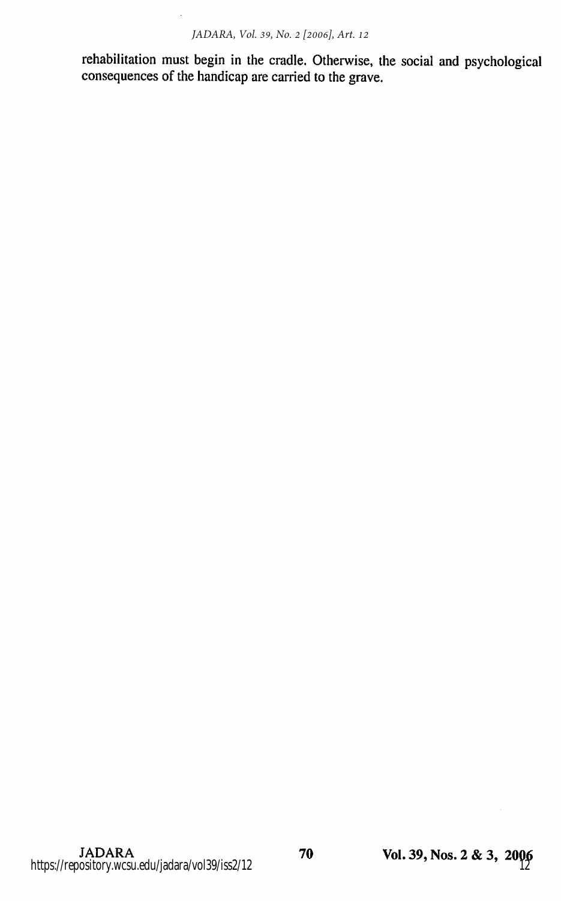rehabilitation must begin in the cradle. Otherwise, the social and psychological consequences of the handicap are carried to the grave.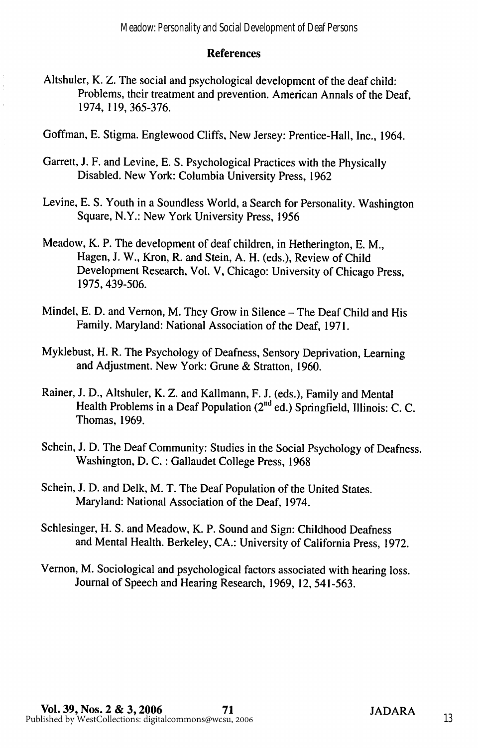## References

Altshuler, K. Z. The social and psychological development of the deaf child: Problems, their treatment and prevention. American Annals of the Deaf, 1974, 119, 365-376.

Goffman, E. Stigma. Englewood Cliffs, New Jersey: Prentice-Hall, Inc., 1964.

Garrett, J. F. and Levine, E. S. Psychological Practices with the Physically Disabled. New York: Columbia University Press, 1962

Levine, E. S. Youth in a Soundless World, a Search for Personality. Washington Square, N.Y.: New York University Press, 1956

Meadow, K. P. The development of deaf children, in Hetherington, E. M., Hagen, J. W., Kron, R. and Stein, A. H. (eds.), Review of Child Development Research, Vol. V, Chicago: University of Chicago Press, 1975, 439-506.

Mindel, E. D. and Vernon, M. They Grow in Silence – The Deaf Child and His Family. Maryland: National Association of the Deaf, 1971.

Myklebust, H. R. The Psychology of Deafness, Sensory Deprivation, Learning and Adjustment. New York: Grune & Stratton, 1960.

Rainer, J. D., Altshuler, K. Z. and Kallmann, F. J. (eds.), Family and Mental Health Problems in a Deaf Population (2nd ed.) Springfield, Illinois: C. C. Thomas, 1969.

Schein, J. D. The Deaf Community: Studies in the Social Psychology of Deafness. Washington, D. C. : Gallaudet College Press, 1968

Schein, J. D. and Delk, M. T. The Deaf Population of the United States. Maryland: National Association of the Deaf, 1974.

Schlesinger, H. S. and Meadow, K. P. Sound and Sign: Childhood Deafness and Mental Health. Berkeley, CA.: University of California Press, 1972.

Vernon, M. Sociological and psychological factors associated with hearing loss. Journal of Speech and Hearing Research, 1969, 12, 541-563.